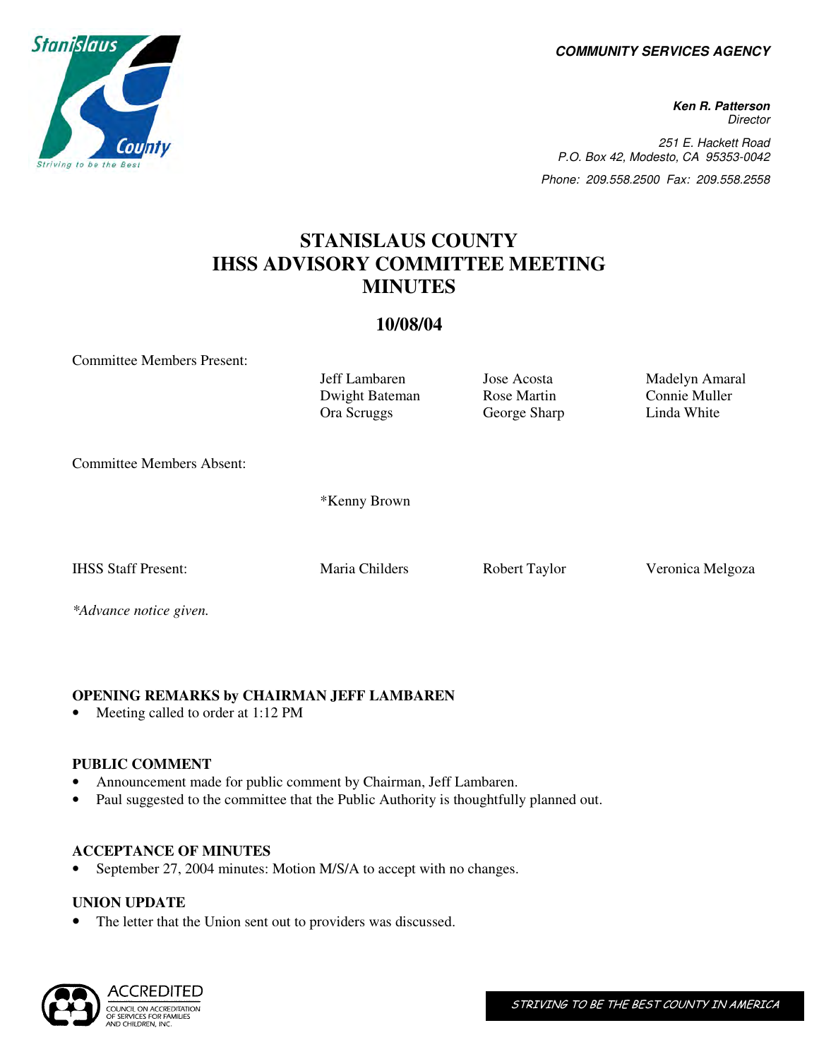**COMMUNITY SERVICES AGENCY**

**Ken R. Patterson**
Director

251 E. Hackett Road
P.O. Box 42, Modesto, CA 95353-0042

Phone: 209.558.2500 Fax: 209.558.2558

# STANISLAUS COUNTY IHSS ADVISORY COMMITTEE MEETING MINUTES

## 10/08/04

| Committee Members Present: | Jeff Lambaren | Jose Acosta | Madelyn Amaral |
|---|---|---|---|
| | Dwight Bateman | Rose Martin | Connie Muller |
| | Ora Scruggs | George Sharp | Linda White |
| Committee Members Absent: | *Kenny Brown | | |
| IHSS Staff Present: | Maria Childers | Robert Taylor | Veronica Melgoza |

*\*Advance notice given.*

### OPENING REMARKS by CHAIRMAN JEFF LAMBAREN

- Meeting called to order at 1:12 PM

### PUBLIC COMMENT

- Announcement made for public comment by Chairman, Jeff Lambaren.
- Paul suggested to the committee that the Public Authority is thoughtfully planned out.

### ACCEPTANCE OF MINUTES

- September 27, 2004 minutes: Motion M/S/A to accept with no changes.

### UNION UPDATE

- The letter that the Union sent out to providers was discussed.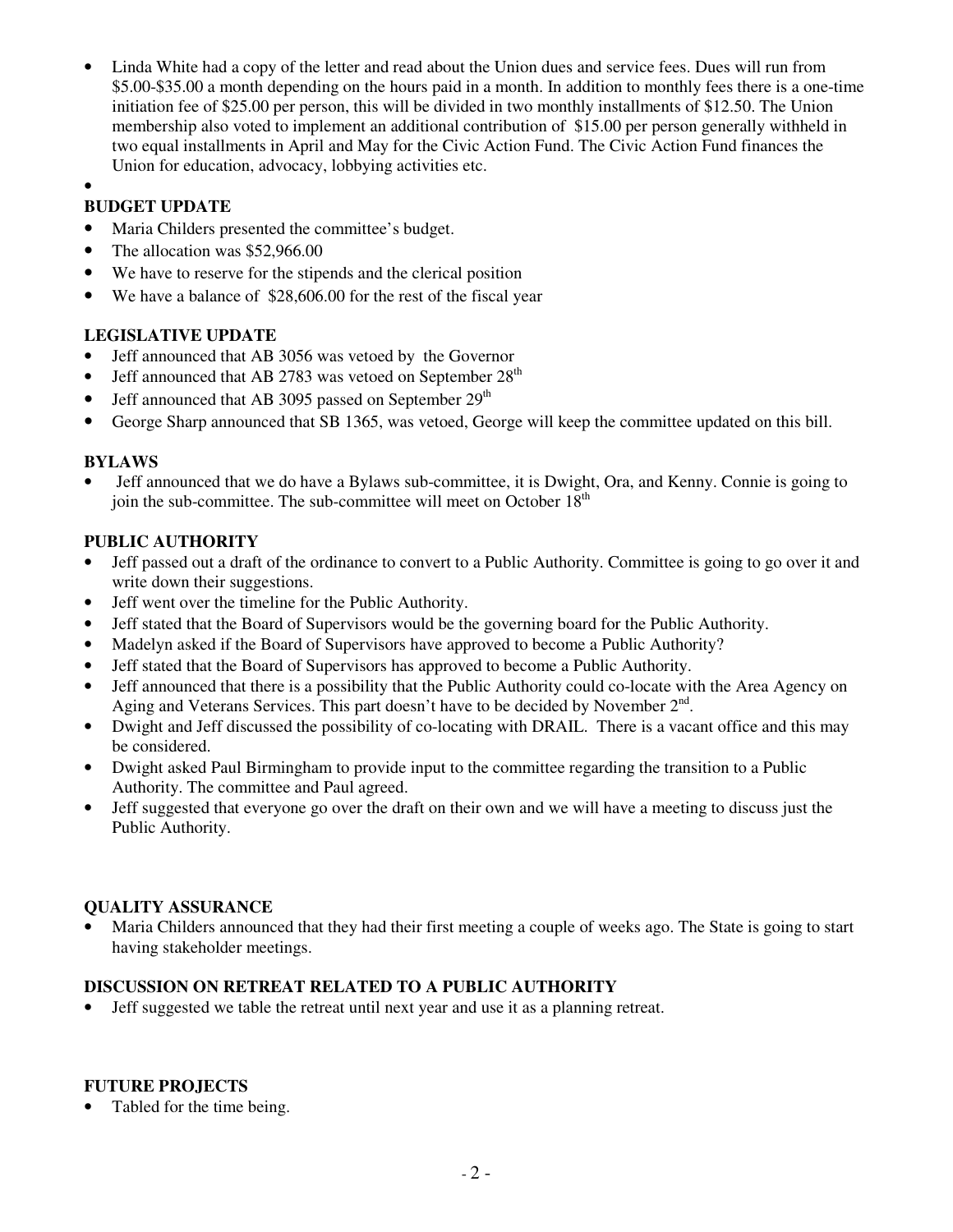- Linda White had a copy of the letter and read about the Union dues and service fees. Dues will run from $5.00-$35.00 a month depending on the hours paid in a month. In addition to monthly fees there is a one-time initiation fee of $25.00 per person, this will be divided in two monthly installments of $12.50. The Union membership also voted to implement an additional contribution of $15.00 per person generally withheld in two equal installments in April and May for the Civic Action Fund. The Civic Action Fund finances the Union for education, advocacy, lobbying activities etc.

**BUDGET UPDATE**

- Maria Childers presented the committee's budget.
- The allocation was $52,966.00
- We have to reserve for the stipends and the clerical position
- We have a balance of $28,606.00 for the rest of the fiscal year

**LEGISLATIVE UPDATE**

- Jeff announced that AB 3056 was vetoed by the Governor
- Jeff announced that AB 2783 was vetoed on September 28th
- Jeff announced that AB 3095 passed on September 29th
- George Sharp announced that SB 1365, was vetoed, George will keep the committee updated on this bill.

**BYLAWS**

- Jeff announced that we do have a Bylaws sub-committee, it is Dwight, Ora, and Kenny. Connie is going to join the sub-committee. The sub-committee will meet on October 18th

**PUBLIC AUTHORITY**

- Jeff passed out a draft of the ordinance to convert to a Public Authority. Committee is going to go over it and write down their suggestions.
- Jeff went over the timeline for the Public Authority.
- Jeff stated that the Board of Supervisors would be the governing board for the Public Authority.
- Madelyn asked if the Board of Supervisors have approved to become a Public Authority?
- Jeff stated that the Board of Supervisors has approved to become a Public Authority.
- Jeff announced that there is a possibility that the Public Authority could co-locate with the Area Agency on Aging and Veterans Services. This part doesn't have to be decided by November 2nd.
- Dwight and Jeff discussed the possibility of co-locating with DRAIL. There is a vacant office and this may be considered.
- Dwight asked Paul Birmingham to provide input to the committee regarding the transition to a Public Authority. The committee and Paul agreed.
- Jeff suggested that everyone go over the draft on their own and we will have a meeting to discuss just the Public Authority.

**QUALITY ASSURANCE**

- Maria Childers announced that they had their first meeting a couple of weeks ago. The State is going to start having stakeholder meetings.

**DISCUSSION ON RETREAT RELATED TO A PUBLIC AUTHORITY**

- Jeff suggested we table the retreat until next year and use it as a planning retreat.

**FUTURE PROJECTS**

- Tabled for the time being.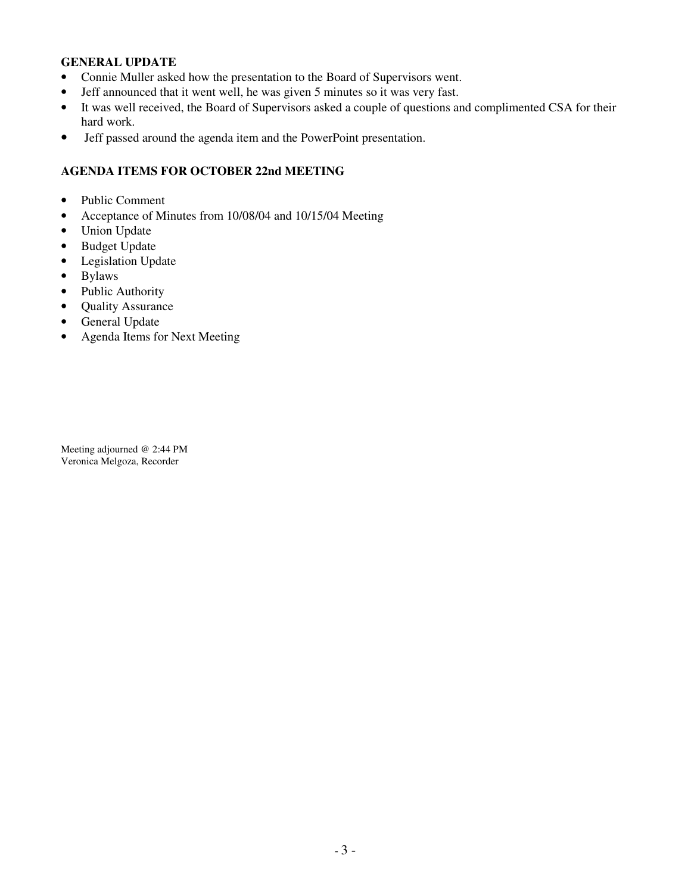**GENERAL UPDATE**

- Connie Muller asked how the presentation to the Board of Supervisors went.
- Jeff announced that it went well, he was given 5 minutes so it was very fast.
- It was well received, the Board of Supervisors asked a couple of questions and complimented CSA for their hard work.
- Jeff passed around the agenda item and the PowerPoint presentation.

**AGENDA ITEMS FOR OCTOBER 22nd MEETING**

- Public Comment
- Acceptance of Minutes from 10/08/04 and 10/15/04 Meeting
- Union Update
- Budget Update
- Legislation Update
- Bylaws
- Public Authority
- Quality Assurance
- General Update
- Agenda Items for Next Meeting

Meeting adjourned @ 2:44 PM
Veronica Melgoza, Recorder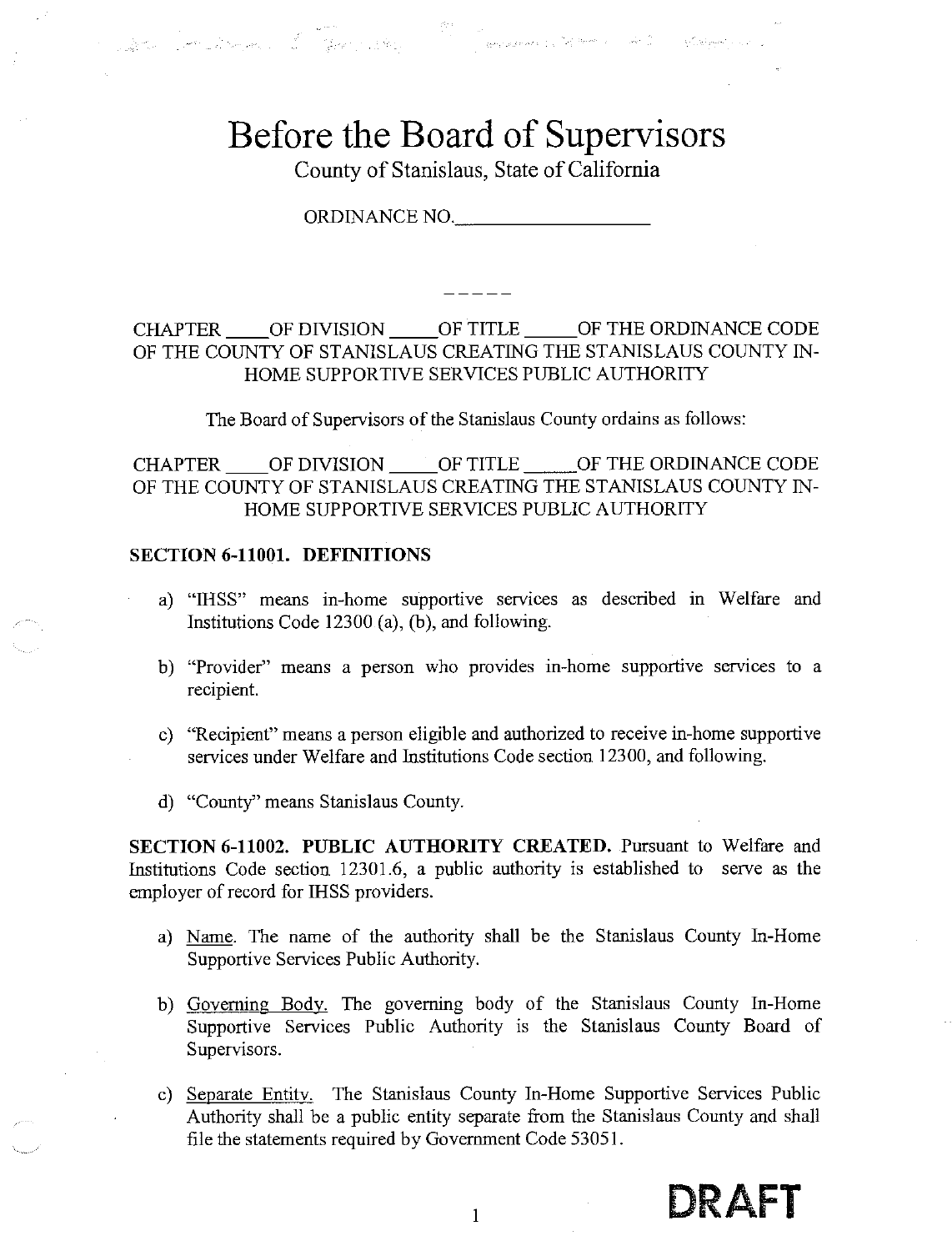# Before the Board of Supervisors

County of Stanislaus, State of California

ORDINANCE NO.____________________

-----

CHAPTER _____OF DIVISION _____OF TITLE ______OF THE ORDINANCE CODE OF THE COUNTY OF STANISLAUS CREATING THE STANISLAUS COUNTY IN-HOME SUPPORTIVE SERVICES PUBLIC AUTHORITY

The Board of Supervisors of the Stanislaus County ordains as follows:

CHAPTER _____OF DIVISION _____OF TITLE ______OF THE ORDINANCE CODE OF THE COUNTY OF STANISLAUS CREATING THE STANISLAUS COUNTY IN-HOME SUPPORTIVE SERVICES PUBLIC AUTHORITY

**SECTION 6-11001. DEFINITIONS**

a) "IHSS" means in-home supportive services as described in Welfare and Institutions Code 12300 (a), (b), and following.

b) "Provider" means a person who provides in-home supportive services to a recipient.

c) "Recipient" means a person eligible and authorized to receive in-home supportive services under Welfare and Institutions Code section 12300, and following.

d) "County" means Stanislaus County.

**SECTION 6-11002. PUBLIC AUTHORITY CREATED.** Pursuant to Welfare and Institutions Code section 12301.6, a public authority is established to serve as the employer of record for IHSS providers.

a) Name. The name of the authority shall be the Stanislaus County In-Home Supportive Services Public Authority.

b) Governing Body. The governing body of the Stanislaus County In-Home Supportive Services Public Authority is the Stanislaus County Board of Supervisors.

c) Separate Entity. The Stanislaus County In-Home Supportive Services Public Authority shall be a public entity separate from the Stanislaus County and shall file the statements required by Government Code 53051.

DRAFT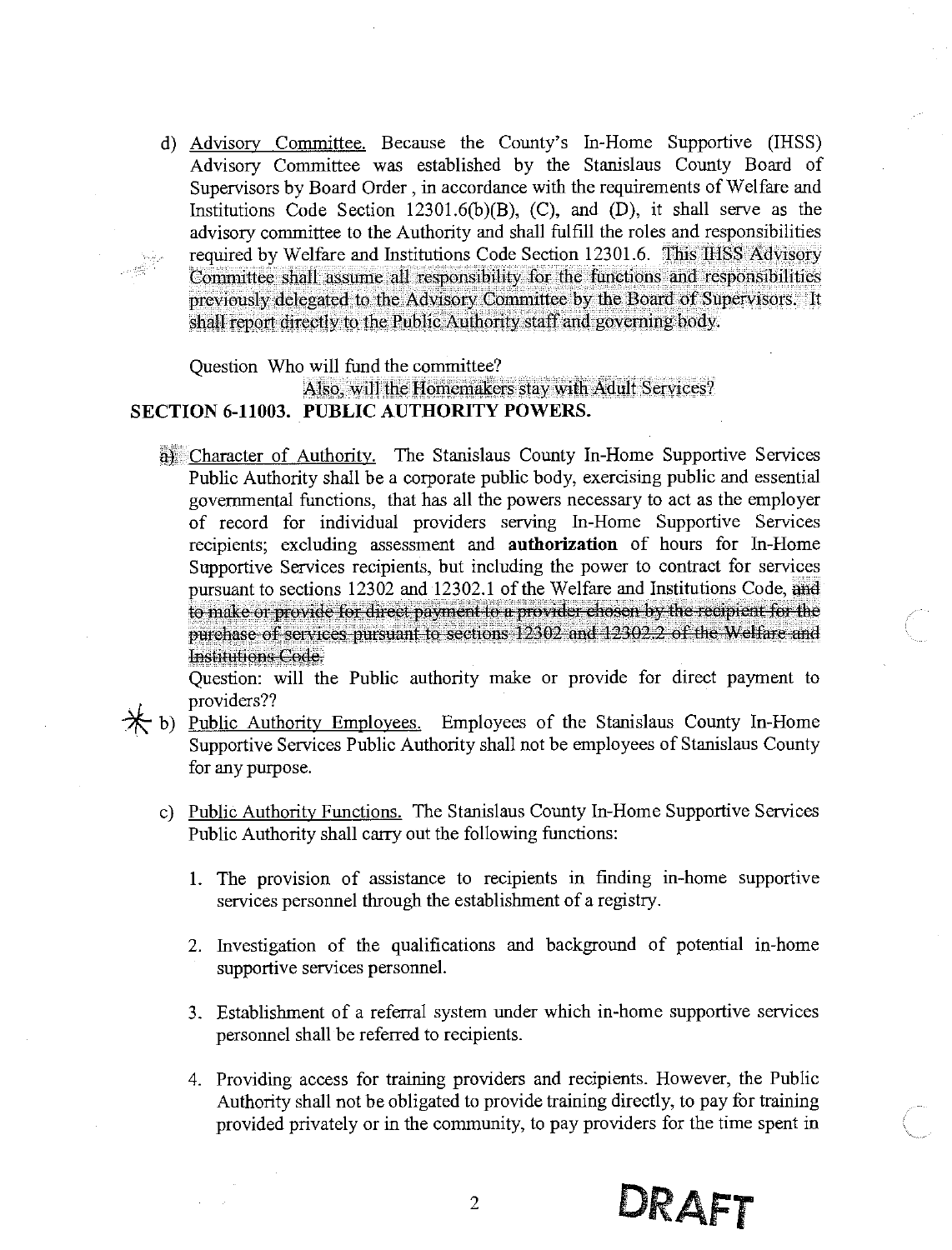d) Advisory Committee. Because the County's In-Home Supportive (IHSS) Advisory Committee was established by the Stanislaus County Board of Supervisors by Board Order , in accordance with the requirements of Welfare and Institutions Code Section 12301.6(b)(B), (C), and (D), it shall serve as the advisory committee to the Authority and shall fulfill the roles and responsibilities required by Welfare and Institutions Code Section 12301.6. This IHSS Advisory Committee shall assume all responsibility for the functions and responsibilities previously delegated to the Advisory Committee by the Board of Supervisors. It shall report directly to the Public Authority staff and governing body.

Question Who will fund the committee?

Also, will the Homemakers stay with Adult Services?

## SECTION 6-11003. PUBLIC AUTHORITY POWERS.

a) Character of Authority. The Stanislaus County In-Home Supportive Services Public Authority shall be a corporate public body, exercising public and essential governmental functions, that has all the powers necessary to act as the employer of record for individual providers serving In-Home Supportive Services recipients; excluding assessment and **authorization** of hours for In-Home Supportive Services recipients, but including the power to contract for services pursuant to sections 12302 and 12302.1 of the Welfare and Institutions Code, ~~and to make or provide for direct payment to a provider chosen by the recipient for the purchase of services pursuant to sections 12302 and 12302.2 of the Welfare and Institutions Code.~~

Question: will the Public authority make or provide for direct payment to providers??

\* b) Public Authority Employees. Employees of the Stanislaus County In-Home Supportive Services Public Authority shall not be employees of Stanislaus County for any purpose.

c) Public Authority Functions. The Stanislaus County In-Home Supportive Services Public Authority shall carry out the following functions:

1. The provision of assistance to recipients in finding in-home supportive services personnel through the establishment of a registry.

2. Investigation of the qualifications and background of potential in-home supportive services personnel.

3. Establishment of a referral system under which in-home supportive services personnel shall be referred to recipients.

4. Providing access for training providers and recipients. However, the Public Authority shall not be obligated to provide training directly, to pay for training provided privately or in the community, to pay providers for the time spent in

DRAFT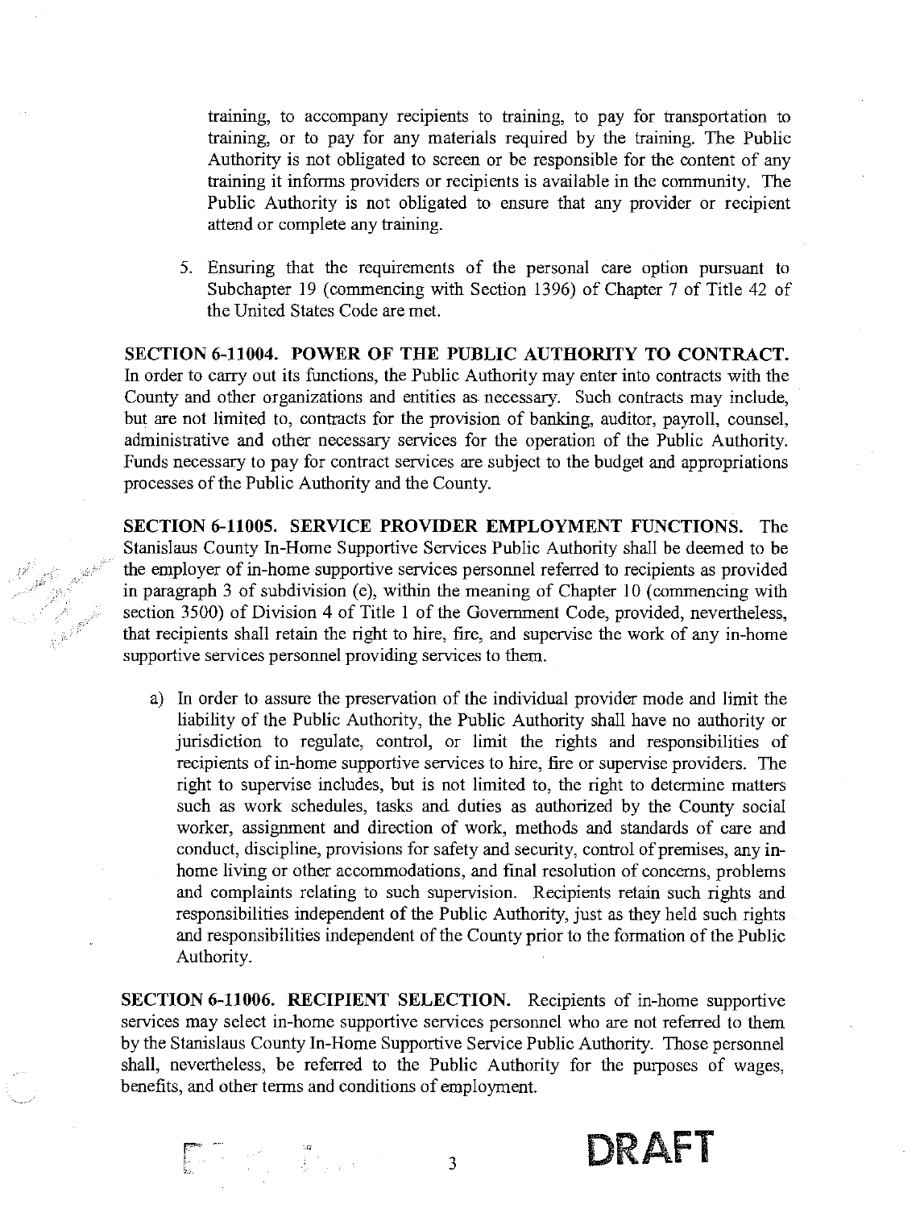training, to accompany recipients to training, to pay for transportation to training, or to pay for any materials required by the training. The Public Authority is not obligated to screen or be responsible for the content of any training it informs providers or recipients is available in the community. The Public Authority is not obligated to ensure that any provider or recipient attend or complete any training.

5. Ensuring that the requirements of the personal care option pursuant to Subchapter 19 (commencing with Section 1396) of Chapter 7 of Title 42 of the United States Code are met.

**SECTION 6-11004. POWER OF THE PUBLIC AUTHORITY TO CONTRACT.** In order to carry out its functions, the Public Authority may enter into contracts with the County and other organizations and entities as necessary. Such contracts may include, but are not limited to, contracts for the provision of banking, auditor, payroll, counsel, administrative and other necessary services for the operation of the Public Authority. Funds necessary to pay for contract services are subject to the budget and appropriations processes of the Public Authority and the County.

**SECTION 6-11005. SERVICE PROVIDER EMPLOYMENT FUNCTIONS.** The Stanislaus County In-Home Supportive Services Public Authority shall be deemed to be the employer of in-home supportive services personnel referred to recipients as provided in paragraph 3 of subdivision (e), within the meaning of Chapter 10 (commencing with section 3500) of Division 4 of Title 1 of the Government Code, provided, nevertheless, that recipients shall retain the right to hire, fire, and supervise the work of any in-home supportive services personnel providing services to them.

a) In order to assure the preservation of the individual provider mode and limit the liability of the Public Authority, the Public Authority shall have no authority or jurisdiction to regulate, control, or limit the rights and responsibilities of recipients of in-home supportive services to hire, fire or supervise providers. The right to supervise includes, but is not limited to, the right to determine matters such as work schedules, tasks and duties as authorized by the County social worker, assignment and direction of work, methods and standards of care and conduct, discipline, provisions for safety and security, control of premises, any in-home living or other accommodations, and final resolution of concerns, problems and complaints relating to such supervision. Recipients retain such rights and responsibilities independent of the Public Authority, just as they held such rights and responsibilities independent of the County prior to the formation of the Public Authority.

**SECTION 6-11006. RECIPIENT SELECTION.** Recipients of in-home supportive services may select in-home supportive services personnel who are not referred to them by the Stanislaus County In-Home Supportive Service Public Authority. Those personnel shall, nevertheless, be referred to the Public Authority for the purposes of wages, benefits, and other terms and conditions of employment.

DRAFT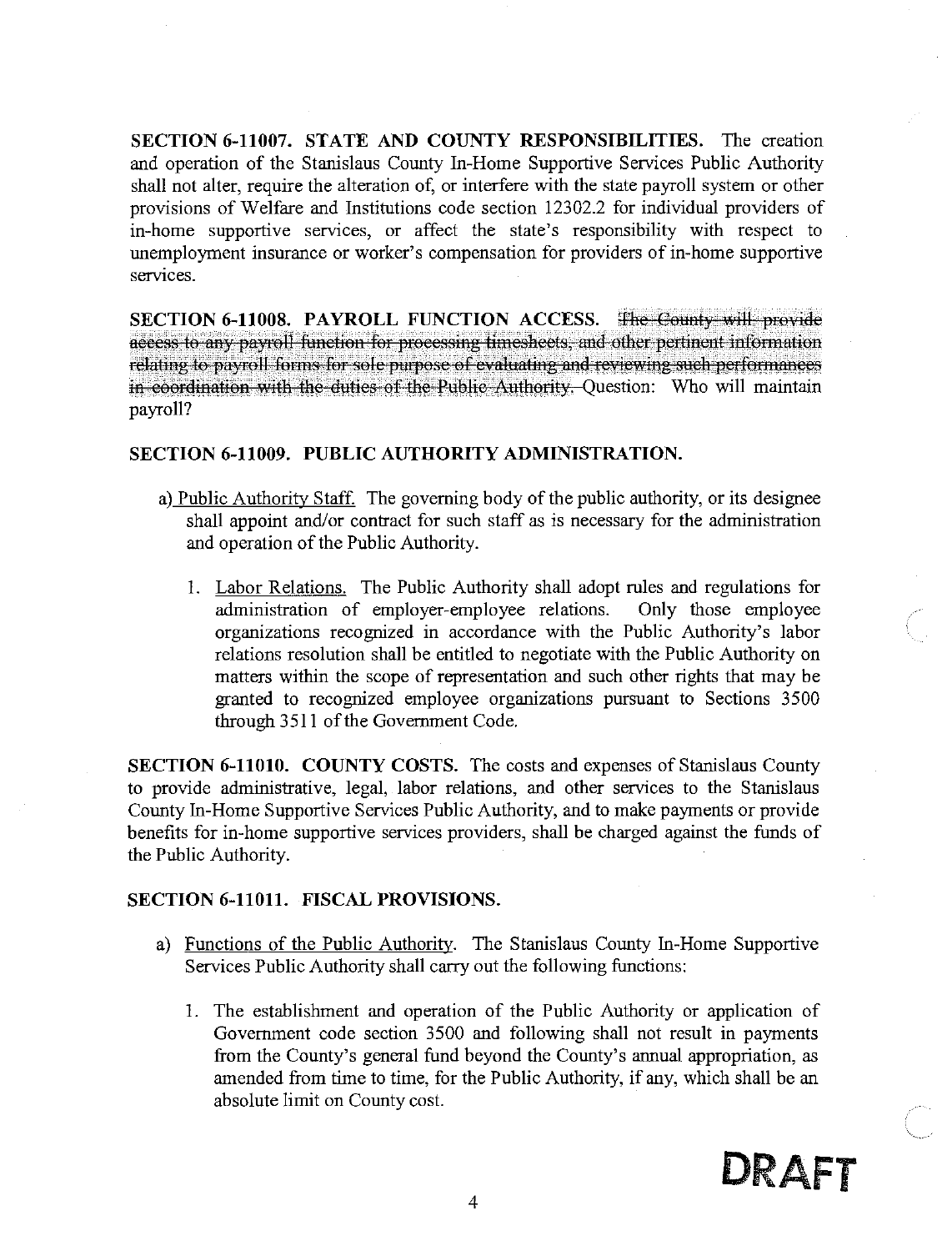**SECTION 6-11007. STATE AND COUNTY RESPONSIBILITIES.** The creation and operation of the Stanislaus County In-Home Supportive Services Public Authority shall not alter, require the alteration of, or interfere with the state payroll system or other provisions of Welfare and Institutions code section 12302.2 for individual providers of in-home supportive services, or affect the state's responsibility with respect to unemployment insurance or worker's compensation for providers of in-home supportive services.

**SECTION 6-11008. PAYROLL FUNCTION ACCESS.** ~~The County will provide access to any payroll function for processing timesheets, and other pertinent information relating to payroll forms for sole purpose of evaluating and reviewing such performances in coordination with the duties of the Public Authority.~~ Question: Who will maintain payroll?

**SECTION 6-11009. PUBLIC AUTHORITY ADMINISTRATION.**

a) <u>Public Authority Staff.</u> The governing body of the public authority, or its designee shall appoint and/or contract for such staff as is necessary for the administration and operation of the Public Authority.

1. <u>Labor Relations.</u> The Public Authority shall adopt rules and regulations for administration of employer-employee relations. Only those employee organizations recognized in accordance with the Public Authority's labor relations resolution shall be entitled to negotiate with the Public Authority on matters within the scope of representation and such other rights that may be granted to recognized employee organizations pursuant to Sections 3500 through 3511 of the Government Code.

**SECTION 6-11010. COUNTY COSTS.** The costs and expenses of Stanislaus County to provide administrative, legal, labor relations, and other services to the Stanislaus County In-Home Supportive Services Public Authority, and to make payments or provide benefits for in-home supportive services providers, shall be charged against the funds of the Public Authority.

**SECTION 6-11011. FISCAL PROVISIONS.**

a) <u>Functions of the Public Authority.</u> The Stanislaus County In-Home Supportive Services Public Authority shall carry out the following functions:

1. The establishment and operation of the Public Authority or application of Government code section 3500 and following shall not result in payments from the County's general fund beyond the County's annual appropriation, as amended from time to time, for the Public Authority, if any, which shall be an absolute limit on County cost.

**DRAFT**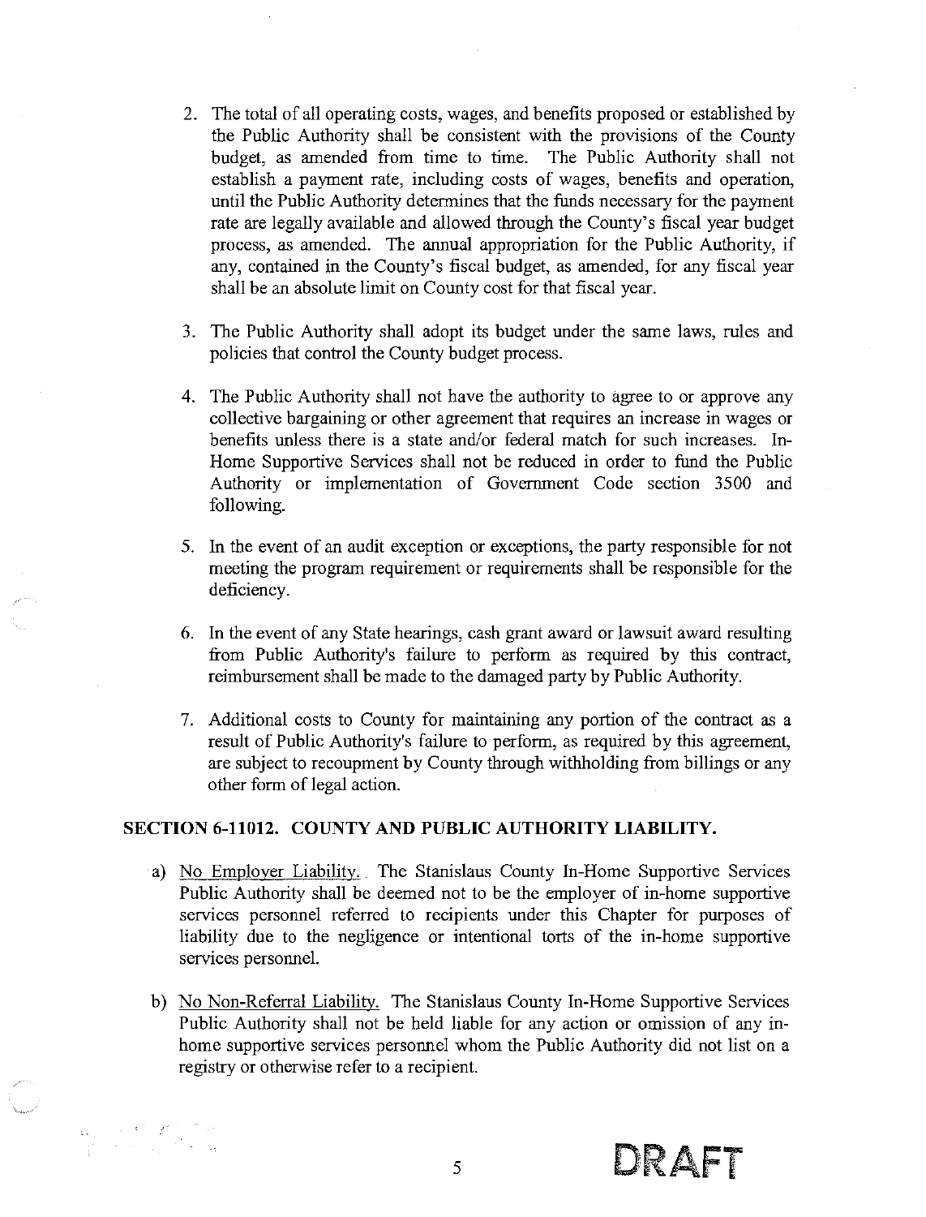2. The total of all operating costs, wages, and benefits proposed or established by the Public Authority shall be consistent with the provisions of the County budget, as amended from time to time. The Public Authority shall not establish a payment rate, including costs of wages, benefits and operation, until the Public Authority determines that the funds necessary for the payment rate are legally available and allowed through the County's fiscal year budget process, as amended. The annual appropriation for the Public Authority, if any, contained in the County's fiscal budget, as amended, for any fiscal year shall be an absolute limit on County cost for that fiscal year.

3. The Public Authority shall adopt its budget under the same laws, rules and policies that control the County budget process.

4. The Public Authority shall not have the authority to agree to or approve any collective bargaining or other agreement that requires an increase in wages or benefits unless there is a state and/or federal match for such increases. In-Home Supportive Services shall not be reduced in order to fund the Public Authority or implementation of Government Code section 3500 and following.

5. In the event of an audit exception or exceptions, the party responsible for not meeting the program requirement or requirements shall be responsible for the deficiency.

6. In the event of any State hearings, cash grant award or lawsuit award resulting from Public Authority's failure to perform as required by this contract, reimbursement shall be made to the damaged party by Public Authority.

7. Additional costs to County for maintaining any portion of the contract as a result of Public Authority's failure to perform, as required by this agreement, are subject to recoupment by County through withholding from billings or any other form of legal action.

**SECTION 6-11012. COUNTY AND PUBLIC AUTHORITY LIABILITY.**

a) No Employer Liability. The Stanislaus County In-Home Supportive Services Public Authority shall be deemed not to be the employer of in-home supportive services personnel referred to recipients under this Chapter for purposes of liability due to the negligence or intentional torts of the in-home supportive services personnel.

b) No Non-Referral Liability. The Stanislaus County In-Home Supportive Services Public Authority shall not be held liable for any action or omission of any in-home supportive services personnel whom the Public Authority did not list on a registry or otherwise refer to a recipient.

DRAFT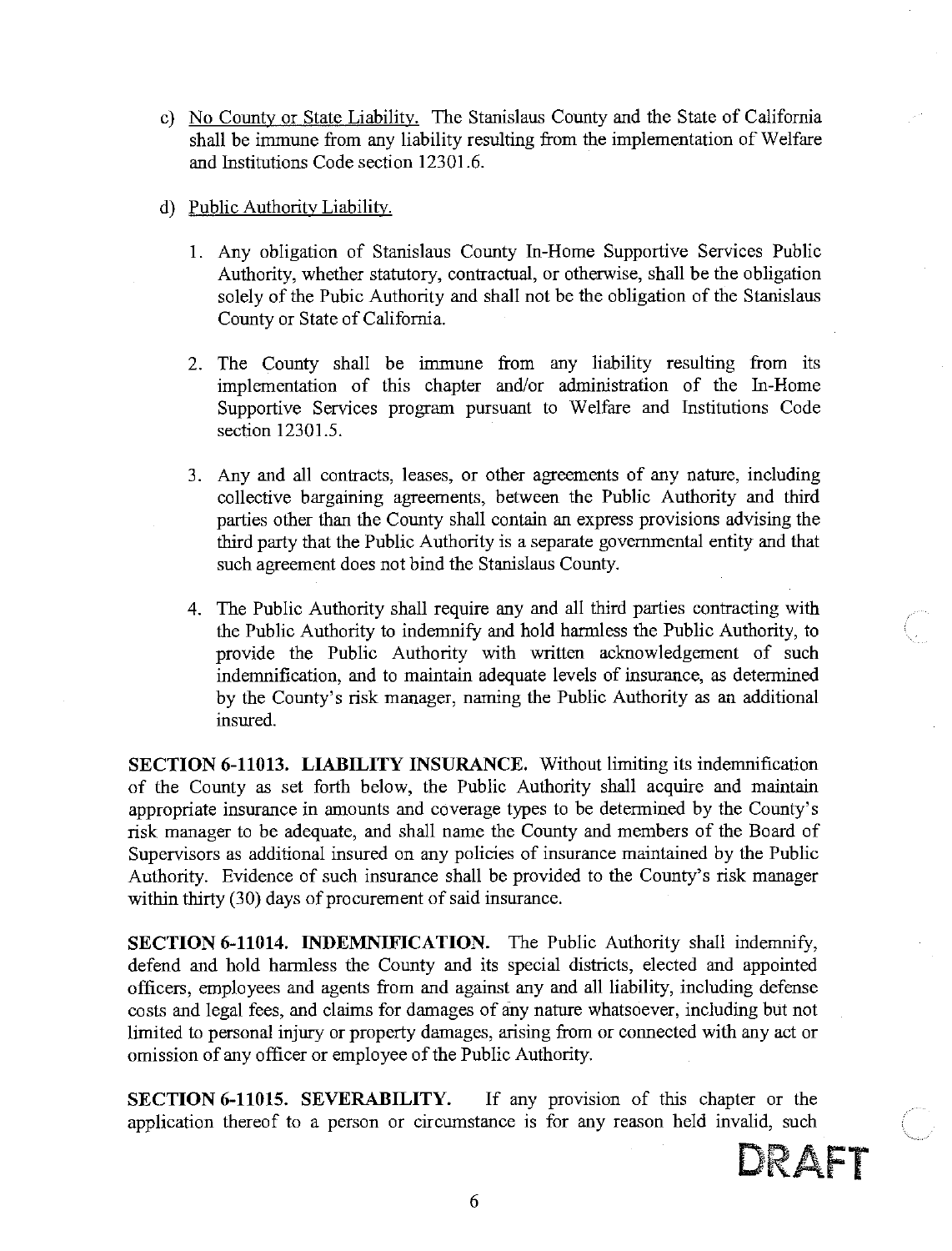c) <u>No County or State Liability.</u> The Stanislaus County and the State of California shall be immune from any liability resulting from the implementation of Welfare and Institutions Code section 12301.6.

d) <u>Public Authority Liability.</u>

1. Any obligation of Stanislaus County In-Home Supportive Services Public Authority, whether statutory, contractual, or otherwise, shall be the obligation solely of the Pubic Authority and shall not be the obligation of the Stanislaus County or State of California.

2. The County shall be immune from any liability resulting from its implementation of this chapter and/or administration of the In-Home Supportive Services program pursuant to Welfare and Institutions Code section 12301.5.

3. Any and all contracts, leases, or other agreements of any nature, including collective bargaining agreements, between the Public Authority and third parties other than the County shall contain an express provisions advising the third party that the Public Authority is a separate governmental entity and that such agreement does not bind the Stanislaus County.

4. The Public Authority shall require any and all third parties contracting with the Public Authority to indemnify and hold harmless the Public Authority, to provide the Public Authority with written acknowledgement of such indemnification, and to maintain adequate levels of insurance, as determined by the County's risk manager, naming the Public Authority as an additional insured.

**SECTION 6-11013. LIABILITY INSURANCE.** Without limiting its indemnification of the County as set forth below, the Public Authority shall acquire and maintain appropriate insurance in amounts and coverage types to be determined by the County's risk manager to be adequate, and shall name the County and members of the Board of Supervisors as additional insured on any policies of insurance maintained by the Public Authority. Evidence of such insurance shall be provided to the County's risk manager within thirty (30) days of procurement of said insurance.

**SECTION 6-11014. INDEMNIFICATION.** The Public Authority shall indemnify, defend and hold harmless the County and its special districts, elected and appointed officers, employees and agents from and against any and all liability, including defense costs and legal fees, and claims for damages of any nature whatsoever, including but not limited to personal injury or property damages, arising from or connected with any act or omission of any officer or employee of the Public Authority.

**SECTION 6-11015. SEVERABILITY.** If any provision of this chapter or the application thereof to a person or circumstance is for any reason held invalid, such

DRAFT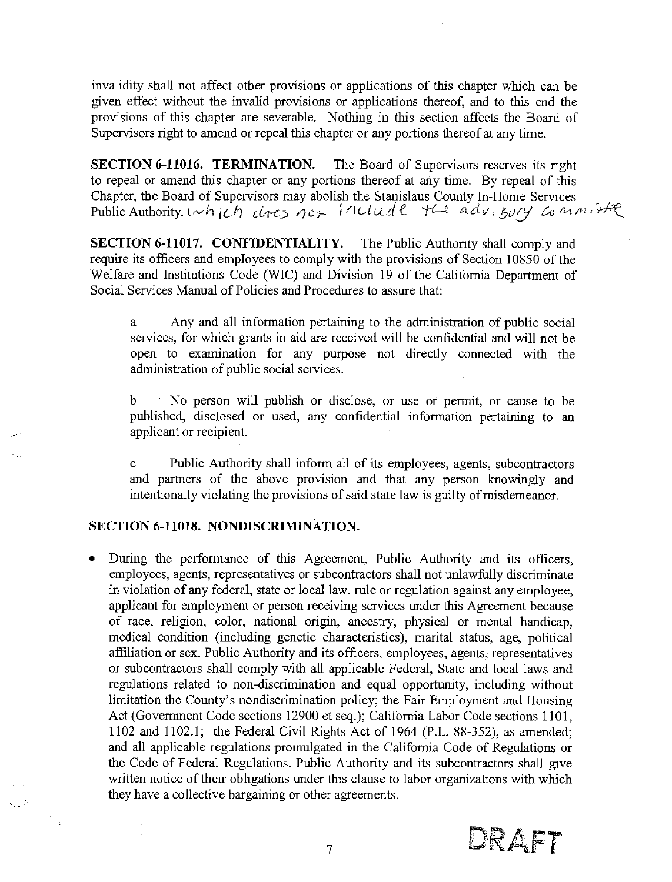invalidity shall not affect other provisions or applications of this chapter which can be given effect without the invalid provisions or applications thereof, and to this end the provisions of this chapter are severable. Nothing in this section affects the Board of Supervisors right to amend or repeal this chapter or any portions thereof at any time.

**SECTION 6-11016. TERMINATION.** The Board of Supervisors reserves its right to repeal or amend this chapter or any portions thereof at any time. By repeal of this Chapter, the Board of Supervisors may abolish the Stanislaus County In-Home Services Public Authority. which does not include the advisory committee

**SECTION 6-11017. CONFIDENTIALITY.** The Public Authority shall comply and require its officers and employees to comply with the provisions of Section 10850 of the Welfare and Institutions Code (WIC) and Division 19 of the California Department of Social Services Manual of Policies and Procedures to assure that:

a Any and all information pertaining to the administration of public social services, for which grants in aid are received will be confidential and will not be open to examination for any purpose not directly connected with the administration of public social services.

b No person will publish or disclose, or use or permit, or cause to be published, disclosed or used, any confidential information pertaining to an applicant or recipient.

c Public Authority shall inform all of its employees, agents, subcontractors and partners of the above provision and that any person knowingly and intentionally violating the provisions of said state law is guilty of misdemeanor.

**SECTION 6-11018. NONDISCRIMINATION.**

- During the performance of this Agreement, Public Authority and its officers, employees, agents, representatives or subcontractors shall not unlawfully discriminate in violation of any federal, state or local law, rule or regulation against any employee, applicant for employment or person receiving services under this Agreement because of race, religion, color, national origin, ancestry, physical or mental handicap, medical condition (including genetic characteristics), marital status, age, political affiliation or sex. Public Authority and its officers, employees, agents, representatives or subcontractors shall comply with all applicable Federal, State and local laws and regulations related to non-discrimination and equal opportunity, including without limitation the County's nondiscrimination policy; the Fair Employment and Housing Act (Government Code sections 12900 et seq.); California Labor Code sections 1101, 1102 and 1102.1; the Federal Civil Rights Act of 1964 (P.L. 88-352), as amended; and all applicable regulations promulgated in the California Code of Regulations or the Code of Federal Regulations. Public Authority and its subcontractors shall give written notice of their obligations under this clause to labor organizations with which they have a collective bargaining or other agreements.

DRAFT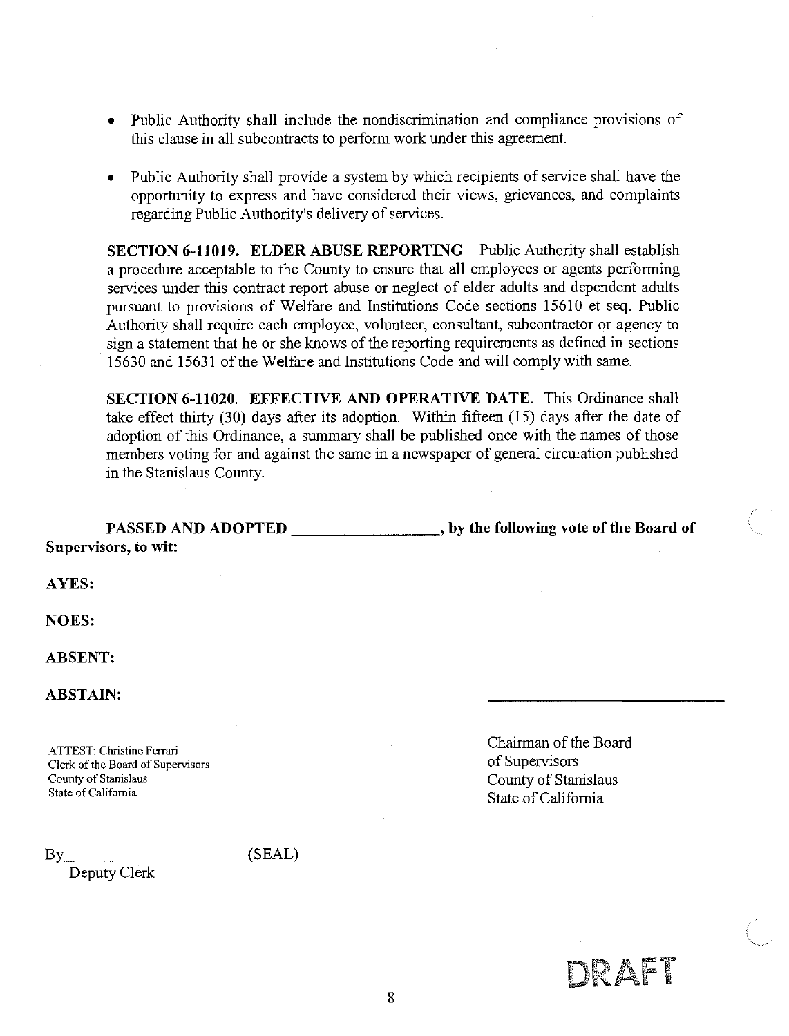- Public Authority shall include the nondiscrimination and compliance provisions of this clause in all subcontracts to perform work under this agreement.
- Public Authority shall provide a system by which recipients of service shall have the opportunity to express and have considered their views, grievances, and complaints regarding Public Authority's delivery of services.

**SECTION 6-11019. ELDER ABUSE REPORTING** Public Authority shall establish a procedure acceptable to the County to ensure that all employees or agents performing services under this contract report abuse or neglect of elder adults and dependent adults pursuant to provisions of Welfare and Institutions Code sections 15610 et seq. Public Authority shall require each employee, volunteer, consultant, subcontractor or agency to sign a statement that he or she knows of the reporting requirements as defined in sections 15630 and 15631 of the Welfare and Institutions Code and will comply with same.

**SECTION 6-11020. EFFECTIVE AND OPERATIVE DATE.** This Ordinance shall take effect thirty (30) days after its adoption. Within fifteen (15) days after the date of adoption of this Ordinance, a summary shall be published once with the names of those members voting for and against the same in a newspaper of general circulation published in the Stanislaus County.

**PASSED AND ADOPTED \_\_\_\_\_\_\_\_\_\_\_\_\_\_\_\_\_\_, by the following vote of the Board of Supervisors, to wit:**

**AYES:**

**NOES:**

**ABSENT:**

**ABSTAIN:**

\_\_\_\_\_\_\_\_\_\_\_\_\_\_\_\_\_\_\_\_\_\_\_\_\_\_\_\_

Chairman of the Board
of Supervisors
County of Stanislaus
State of California

ATTEST: Christine Ferrari
Clerk of the Board of Supervisors
County of Stanislaus
State of California

By\_\_\_\_\_\_\_\_\_\_\_\_\_\_\_\_\_\_\_\_\_\_\_\_(SEAL)
Deputy Clerk

DRAFT